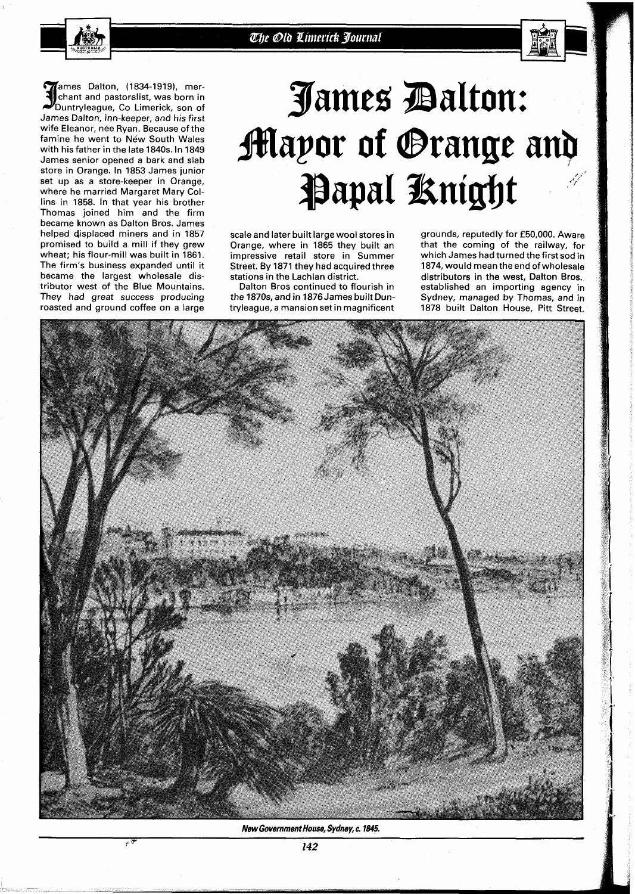# James Dalton: Mayor of Orange and Papal Knight

James Dalton, (1834-1919), merchant and pastoralist, was born in Duntryleague, Co Limerick, son of James Dalton, inn-keeper, and his first wife Eleanor, née Ryan. Because of the famine he went to New South Wales with his father in the late 1840s. In 1849 James senior opened a bark and slab store in Orange. In 1853 James junior set up as a store-keeper in Orange, where he married Margaret Mary Collins in 1858. In that year his brother Thomas joined him and the firm became known as Dalton Bros. James helped displaced miners and in 1857 promised to build a mill if they grew wheat; his flour-mill was built in 1861. The firm's business expanded until it became the largest wholesale distributor west of the Blue Mountains. They had great success producing roasted and ground coffee on a large scale and later built large wool stores in Orange, where in 1865 they built an impressive retail store in Summer Street. By 1871 they had acquired three stations in the Lachlan district.

Dalton Bros continued to flourish in the 1870s, and in 1876 James built Duntryleague, a mansion set in magnificent grounds, reputedly for £50,000. Aware that the coming of the railway, for which James had turned the first sod in 1874, would mean the end of wholesale distributors in the west, Dalton Bros. established an importing agency in Sydney, managed by Thomas, and in 1878 built Dalton House, Pitt Street.

*New Government House, Sydney, c. 1845.*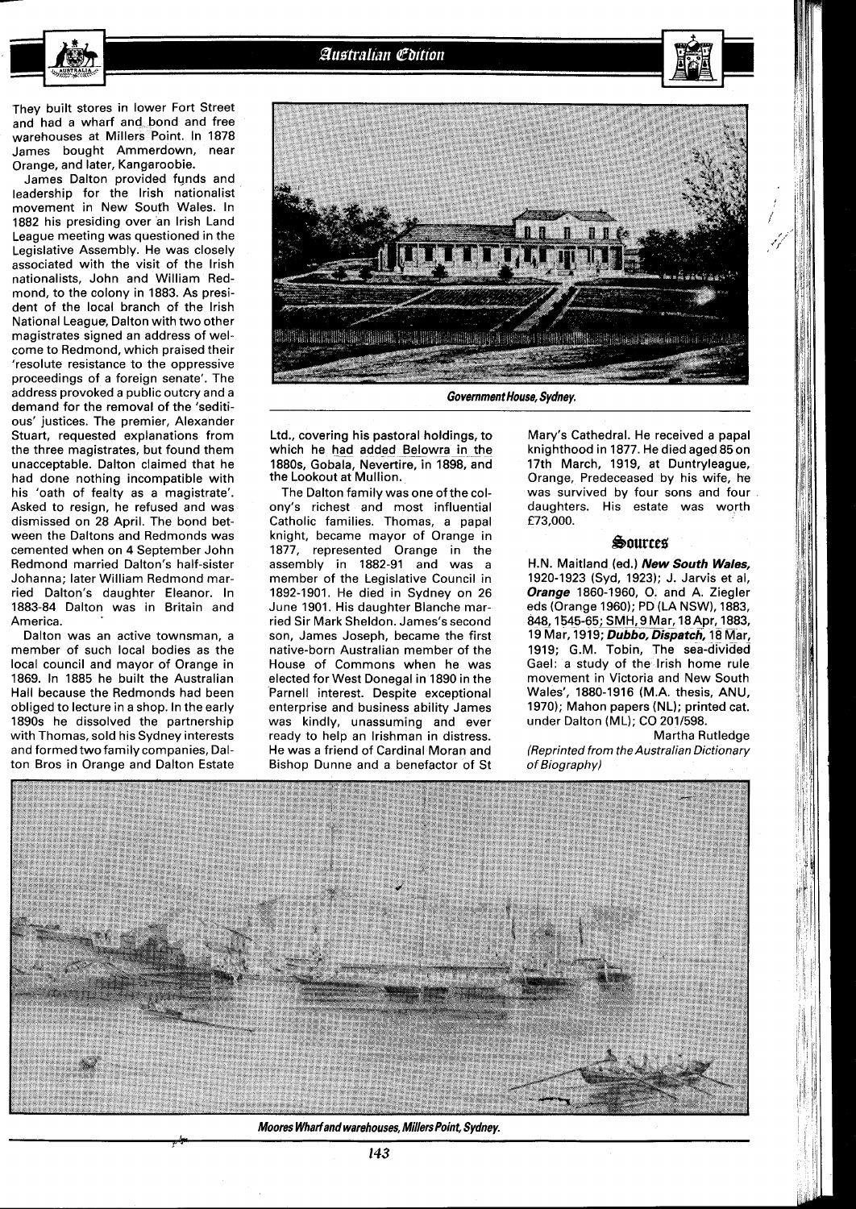They built stores in lower Fort Street and had a wharf and bond and free warehouses at Millers Point. In 1878 James bought Ammerdown, near Orange, and later, Kangaroobie.

James Dalton provided funds and leadership for the Irish nationalist movement in New South Wales. In 1882 his presiding over an Irish Land League meeting was questioned in the Legislative Assembly. He was closely associated with the visit of the Irish nationalists, John and William Redmond, to the colony in 1883. As president of the local branch of the Irish National League, Dalton with two other magistrates signed an address of welcome to Redmond, which praised their 'resolute resistance to the oppressive proceedings of a foreign senate'. The address provoked a public outcry and a demand for the removal of the 'seditious' justices. The premier, Alexander Stuart, requested explanations from the three magistrates, but found them unacceptable. Dalton claimed that he had done nothing incompatible with his 'oath of fealty as a magistrate'. Asked to resign, he refused and was dismissed on 28 April. The bond between the Daltons and Redmonds was cemented when on 4 September John Redmond married Dalton's half-sister Johanna; later William Redmond married Dalton's daughter Eleanor. In 1883-84 Dalton was in Britain and America.

Dalton was an active townsman, a member of such local bodies as the local council and mayor of Orange in 1869. In 1885 he built the Australian Hall because the Redmonds had been obliged to lecture in a shop. In the early 1890s he dissolved the partnership with Thomas, sold his Sydney interests and formed two family companies, Dalton Bros in Orange and Dalton Estate Ltd., covering his pastoral holdings, to which he had added Belowra in the 1880s, Gobala, Nevertire, in 1898, and the Lookout at Mullion.

*Government House, Sydney.*

The Dalton family was one of the colony's richest and most influential Catholic families. Thomas, a papal knight, became mayor of Orange in 1877, represented Orange in the assembly in 1882-91 and was a member of the Legislative Council in 1892-1901. He died in Sydney on 26 June 1901. His daughter Blanche married Sir Mark Sheldon. James's second son, James Joseph, became the first native-born Australian member of the House of Commons when he was elected for West Donegal in 1890 in the Parnell interest. Despite exceptional enterprise and business ability James was kindly, unassuming and ever ready to help an Irishman in distress. He was a friend of Cardinal Moran and Bishop Dunne and a benefactor of St Mary's Cathedral. He received a papal knighthood in 1877. He died aged 85 on 17th March, 1919, at Duntryleague, Orange. Predeceased by his wife, he was survived by four sons and four daughters. His estate was worth £73,000.

## Sources

H.N. Maitland (ed.) ***New South Wales,*** 1920-1923 (Syd, 1923); J. Jarvis et al, ***Orange*** 1860-1960, O. and A. Ziegler eds (Orange 1960); PD (LA NSW), 1883, 848, 1545-65; SMH, 9 Mar, 18 Apr, 1883, 19 Mar, 1919; ***Dubbo, Dispatch,*** 18 Mar, 1919; G.M. Tobin, The sea-divided Gael: a study of the Irish home rule movement in Victoria and New South Wales', 1880-1916 (M.A. thesis, ANU, 1970); Mahon papers (NL); printed cat. under Dalton (ML); CO 201/598.

Martha Rutledge

*(Reprinted from the Australian Dictionary of Biography)*

*Moores Wharf and warehouses, Millers Point, Sydney.*